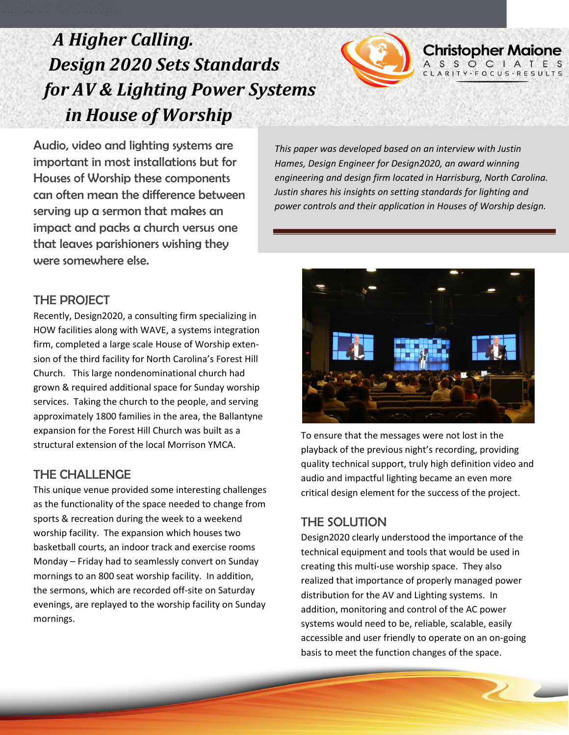# *A Higher Calling. Design 2020 Sets Standards for AV & Lighting Power Systems in House of Worship*

Christopher Maione
ASSOCIATES
CLARITY·FOCUS·RESULTS

Audio, video and lighting systems are important in most installations but for Houses of Worship these components can often mean the difference between serving up a sermon that makes an impact and packs a church versus one that leaves parishioners wishing they were somewhere else.

*This paper was developed based on an interview with Justin Hames, Design Engineer for Design2020, an award winning engineering and design firm located in Harrisburg, North Carolina. Justin shares his insights on setting standards for lighting and power controls and their application in Houses of Worship design.*

## THE PROJECT

Recently, Design2020, a consulting firm specializing in HOW facilities along with WAVE, a systems integration firm, completed a large scale House of Worship extension of the third facility for North Carolina's Forest Hill Church. This large nondenominational church had grown & required additional space for Sunday worship services. Taking the church to the people, and serving approximately 1800 families in the area, the Ballantyne expansion for the Forest Hill Church was built as a structural extension of the local Morrison YMCA.

## THE CHALLENGE

This unique venue provided some interesting challenges as the functionality of the space needed to change from sports & recreation during the week to a weekend worship facility. The expansion which houses two basketball courts, an indoor track and exercise rooms Monday – Friday had to seamlessly convert on Sunday mornings to an 800 seat worship facility. In addition, the sermons, which are recorded off-site on Saturday evenings, are replayed to the worship facility on Sunday mornings.

To ensure that the messages were not lost in the playback of the previous night's recording, providing quality technical support, truly high definition video and audio and impactful lighting became an even more critical design element for the success of the project.

## THE SOLUTION

Design2020 clearly understood the importance of the technical equipment and tools that would be used in creating this multi-use worship space. They also realized that importance of properly managed power distribution for the AV and Lighting systems. In addition, monitoring and control of the AC power systems would need to be, reliable, scalable, easily accessible and user friendly to operate on an on-going basis to meet the function changes of the space.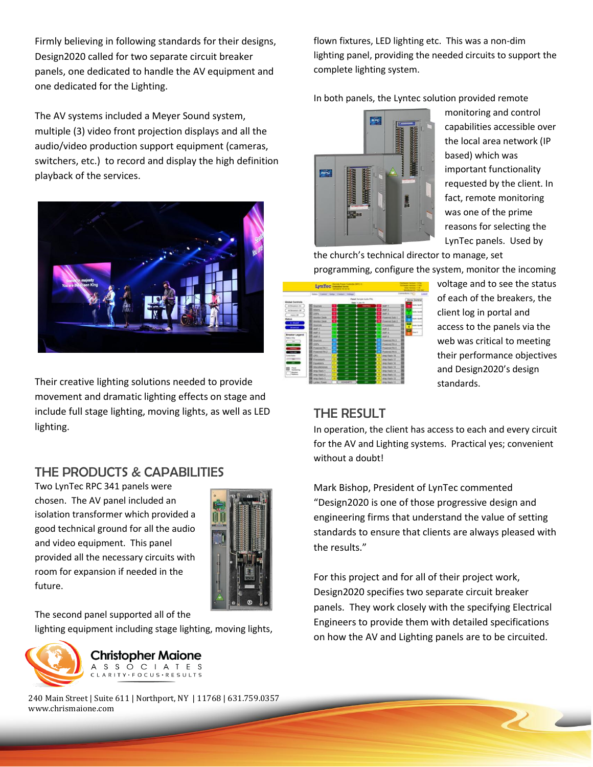Firmly believing in following standards for their designs, Design2020 called for two separate circuit breaker panels, one dedicated to handle the AV equipment and one dedicated for the Lighting.

The AV systems included a Meyer Sound system, multiple (3) video front projection displays and all the audio/video production support equipment (cameras, switchers, etc.) to record and display the high definition playback of the services.

Their creative lighting solutions needed to provide movement and dramatic lighting effects on stage and include full stage lighting, moving lights, as well as LED lighting.

## THE PRODUCTS & CAPABILITIES

Two LynTec RPC 341 panels were chosen. The AV panel included an isolation transformer which provided a good technical ground for all the audio and video equipment. This panel provided all the necessary circuits with room for expansion if needed in the future.

The second panel supported all of the lighting equipment including stage lighting, moving lights, flown fixtures, LED lighting etc. This was a non-dim lighting panel, providing the needed circuits to support the complete lighting system.

In both panels, the Lyntec solution provided remote monitoring and control capabilities accessible over the local area network (IP based) which was important functionality requested by the client. In fact, remote monitoring was one of the prime reasons for selecting the LynTec panels. Used by the church's technical director to manage, set programming, configure the system, monitor the incoming voltage and to see the status of each of the breakers, the client log in portal and access to the panels via the web was critical to meeting their performance objectives and Design2020's design standards.

## THE RESULT

In operation, the client has access to each and every circuit for the AV and Lighting systems. Practical yes; convenient without a doubt!

Mark Bishop, President of LynTec commented "Design2020 is one of those progressive design and engineering firms that understand the value of setting standards to ensure that clients are always pleased with the results."

For this project and for all of their project work, Design2020 specifies two separate circuit breaker panels. They work closely with the specifying Electrical Engineers to provide them with detailed specifications on how the AV and Lighting panels are to be circuited.

Christopher Maione
ASSOCIATES
CLARITY·FOCUS·RESULTS

240 Main Street | Suite 611 | Northport, NY | 11768 | 631.759.0357
www.chrismaione.com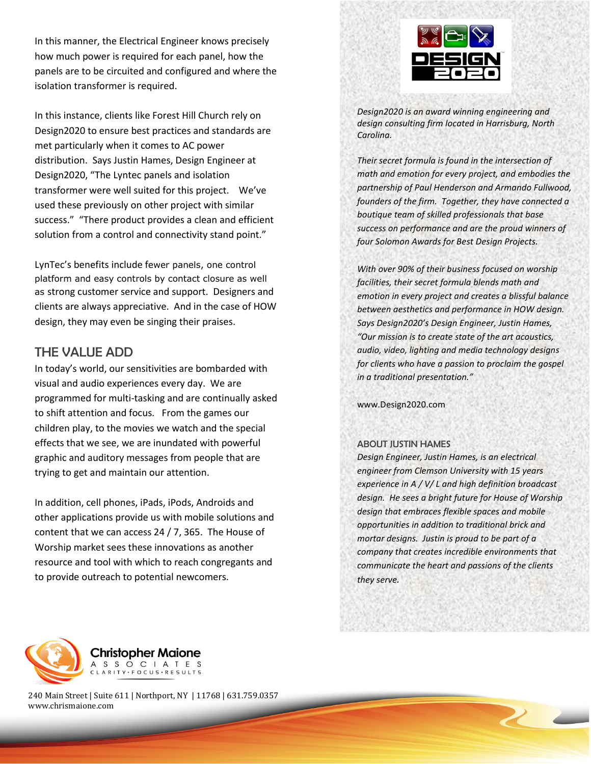In this manner, the Electrical Engineer knows precisely how much power is required for each panel, how the panels are to be circuited and configured and where the isolation transformer is required.

In this instance, clients like Forest Hill Church rely on Design2020 to ensure best practices and standards are met particularly when it comes to AC power distribution. Says Justin Hames, Design Engineer at Design2020, "The Lyntec panels and isolation transformer were well suited for this project. We've used these previously on other project with similar success." "There product provides a clean and efficient solution from a control and connectivity stand point."

LynTec's benefits include fewer panels, one control platform and easy controls by contact closure as well as strong customer service and support. Designers and clients are always appreciative. And in the case of HOW design, they may even be singing their praises.

## THE VALUE ADD

In today's world, our sensitivities are bombarded with visual and audio experiences every day. We are programmed for multi-tasking and are continually asked to shift attention and focus. From the games our children play, to the movies we watch and the special effects that we see, we are inundated with powerful graphic and auditory messages from people that are trying to get and maintain our attention.

In addition, cell phones, iPads, iPods, Androids and other applications provide us with mobile solutions and content that we can access 24 / 7, 365. The House of Worship market sees these innovations as another resource and tool with which to reach congregants and to provide outreach to potential newcomers.

*Design2020 is an award winning engineering and design consulting firm located in Harrisburg, North Carolina.*

*Their secret formula is found in the intersection of math and emotion for every project, and embodies the partnership of Paul Henderson and Armando Fullwood, founders of the firm. Together, they have connected a boutique team of skilled professionals that base success on performance and are the proud winners of four Solomon Awards for Best Design Projects.*

*With over 90% of their business focused on worship facilities, their secret formula blends math and emotion in every project and creates a blissful balance between aesthetics and performance in HOW design. Says Design2020's Design Engineer, Justin Hames, "Our mission is to create state of the art acoustics, audio, video, lighting and media technology designs for clients who have a passion to proclaim the gospel in a traditional presentation."*

www.Design2020.com

### ABOUT JUSTIN HAMES

*Design Engineer, Justin Hames, is an electrical engineer from Clemson University with 15 years experience in A / V/ L and high definition broadcast design. He sees a bright future for House of Worship design that embraces flexible spaces and mobile opportunities in addition to traditional brick and mortar designs. Justin is proud to be part of a company that creates incredible environments that communicate the heart and passions of the clients they serve.*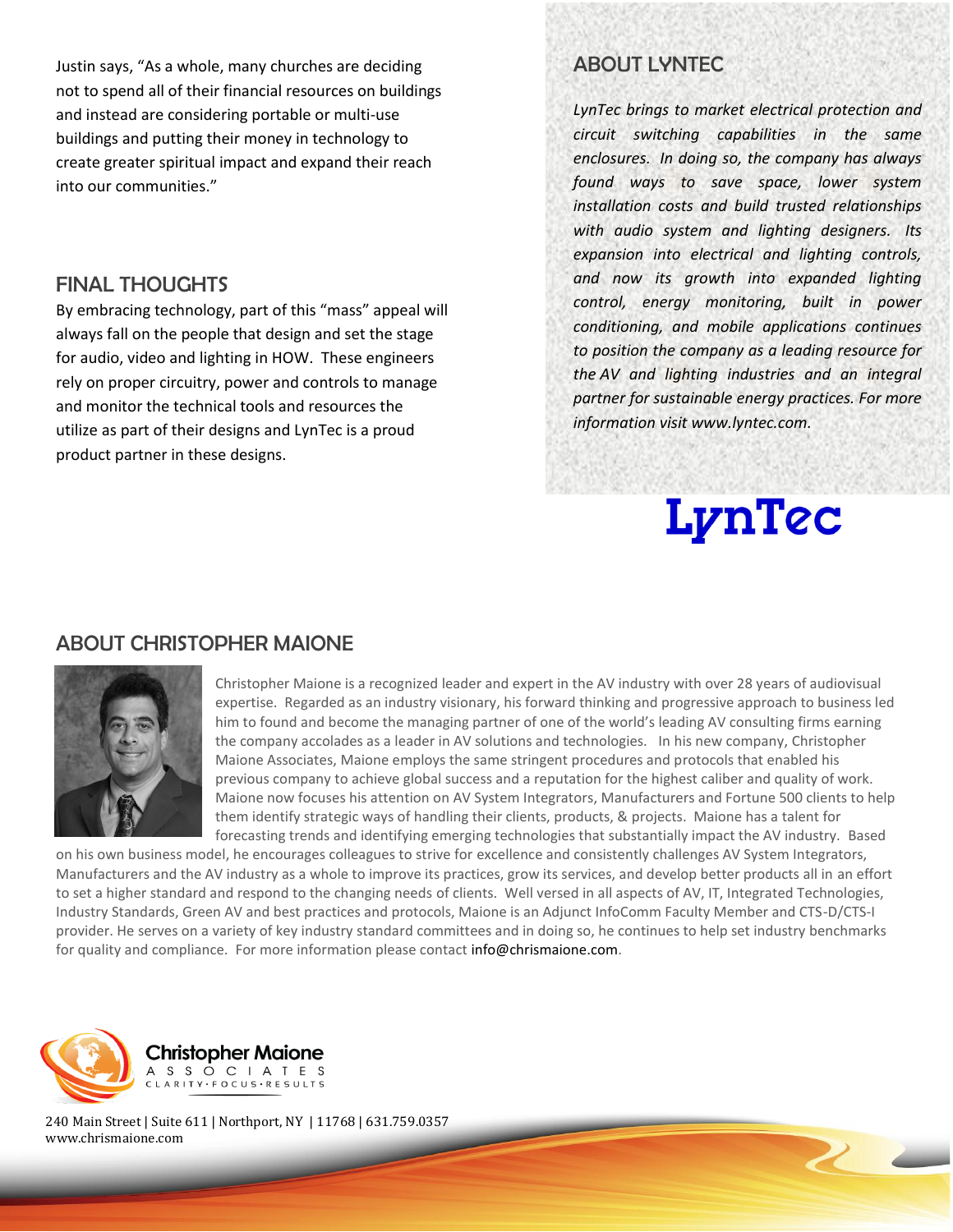Justin says, "As a whole, many churches are deciding not to spend all of their financial resources on buildings and instead are considering portable or multi-use buildings and putting their money in technology to create greater spiritual impact and expand their reach into our communities."

## FINAL THOUGHTS

By embracing technology, part of this "mass" appeal will always fall on the people that design and set the stage for audio, video and lighting in HOW. These engineers rely on proper circuitry, power and controls to manage and monitor the technical tools and resources the utilize as part of their designs and LynTec is a proud product partner in these designs.

## ABOUT LYNTEC

*LynTec brings to market electrical protection and circuit switching capabilities in the same enclosures. In doing so, the company has always found ways to save space, lower system installation costs and build trusted relationships with audio system and lighting designers. Its expansion into electrical and lighting controls, and now its growth into expanded lighting control, energy monitoring, built in power conditioning, and mobile applications continues to position the company as a leading resource for the AV and lighting industries and an integral partner for sustainable energy practices. For more information visit www.lyntec.com.*

LynTec

## ABOUT CHRISTOPHER MAIONE

Christopher Maione is a recognized leader and expert in the AV industry with over 28 years of audiovisual expertise. Regarded as an industry visionary, his forward thinking and progressive approach to business led him to found and become the managing partner of one of the world's leading AV consulting firms earning the company accolades as a leader in AV solutions and technologies. In his new company, Christopher Maione Associates, Maione employs the same stringent procedures and protocols that enabled his previous company to achieve global success and a reputation for the highest caliber and quality of work. Maione now focuses his attention on AV System Integrators, Manufacturers and Fortune 500 clients to help them identify strategic ways of handling their clients, products, & projects. Maione has a talent for forecasting trends and identifying emerging technologies that substantially impact the AV industry. Based on his own business model, he encourages colleagues to strive for excellence and consistently challenges AV System Integrators, Manufacturers and the AV industry as a whole to improve its practices, grow its services, and develop better products all in an effort to set a higher standard and respond to the changing needs of clients. Well versed in all aspects of AV, IT, Integrated Technologies, Industry Standards, Green AV and best practices and protocols, Maione is an Adjunct InfoComm Faculty Member and CTS-D/CTS-I provider. He serves on a variety of key industry standard committees and in doing so, he continues to help set industry benchmarks for quality and compliance. For more information please contact info@chrismaione.com.

Christopher Maione
ASSOCIATES
CLARITY·FOCUS·RESULTS

240 Main Street | Suite 611 | Northport, NY | 11768 | 631.759.0357
www.chrismaione.com